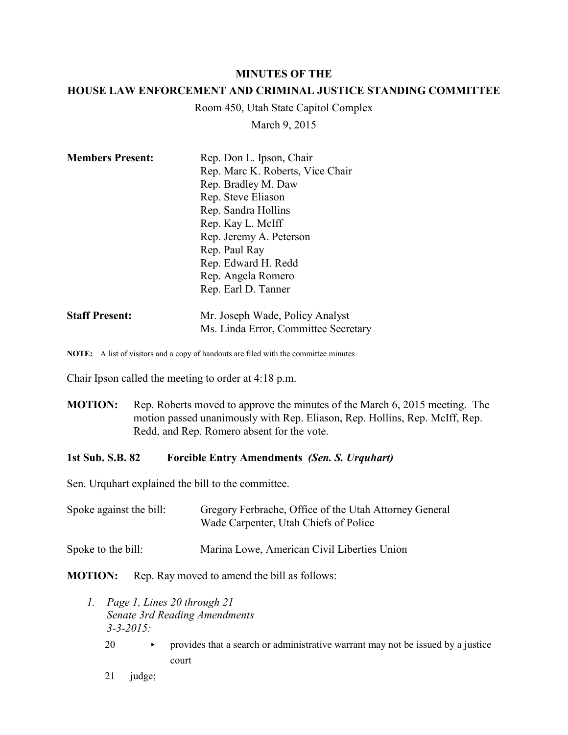**MINUTES OF THE**

**HOUSE LAW ENFORCEMENT AND CRIMINAL JUSTICE STANDING COMMITTEE**

Room 450, Utah State Capitol Complex

March 9, 2015

**Members Present:**

Rep. Don L. Ipson, Chair
Rep. Marc K. Roberts, Vice Chair
Rep. Bradley M. Daw
Rep. Steve Eliason
Rep. Sandra Hollins
Rep. Kay L. McIff
Rep. Jeremy A. Peterson
Rep. Paul Ray
Rep. Edward H. Redd
Rep. Angela Romero
Rep. Earl D. Tanner

**Staff Present:**

Mr. Joseph Wade, Policy Analyst
Ms. Linda Error, Committee Secretary

**NOTE:** A list of visitors and a copy of handouts are filed with the committee minutes

Chair Ipson called the meeting to order at 4:18 p.m.

**MOTION:** Rep. Roberts moved to approve the minutes of the March 6, 2015 meeting. The motion passed unanimously with Rep. Eliason, Rep. Hollins, Rep. McIff, Rep. Redd, and Rep. Romero absent for the vote.

**1st Sub. S.B. 82 Forcible Entry Amendments** ***(Sen. S. Urquhart)***

Sen. Urquhart explained the bill to the committee.

Spoke against the bill: Gregory Ferbrache, Office of the Utah Attorney General
Wade Carpenter, Utah Chiefs of Police

Spoke to the bill: Marina Lowe, American Civil Liberties Union

**MOTION:** Rep. Ray moved to amend the bill as follows:

1. *Page 1, Lines 20 through 21*
   *Senate 3rd Reading Amendments*
   *3-3-2015:*

   20 ▸ provides that a search or administrative warrant may not be issued by a justice court

   21 judge;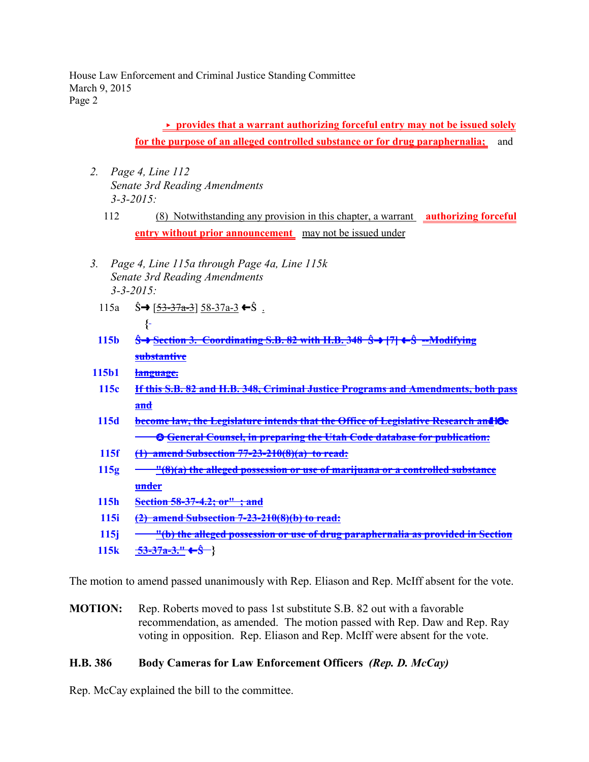▸ provides that a warrant authorizing forceful entry may not be issued solely for the purpose of an alleged controlled substance or for drug paraphernalia; and

2. *Page 4, Line 112*
   *Senate 3rd Reading Amendments*
   *3-3-2015:*

   112 (8) Notwithstanding any provision in this chapter, a warrant **authorizing forceful entry without prior announcement** may not be issued under

3. *Page 4, Line 115a through Page 4a, Line 115k*
   *Senate 3rd Reading Amendments*
   *3-3-2015:*

   115a Ŝ→ [~~53-37a-3~~] 58-37a-3 ←Ŝ .

   {-

   **115b** ~~**Ŝ→ Section 3. Coordinating S.B. 82 with H.B. 348 Ŝ→ [7] ←Ŝ --Modifying substantive**~~

   **115b1** ~~**language.**~~

   **115c** ~~**If this S.B. 82 and H.B. 348, Criminal Justice Programs and Amendments, both pass and**~~

   **115d** ~~**become law, the Legislature intends that the Office of Legislative Research and Ĥ→ Ĥ General Counsel, in preparing the Utah Code database for publication:**~~

   **115f** ~~**(1) amend Subsection 77-23-210(8)(a) to read:**~~

   **115g** ~~**"(8)(a) the alleged possession or use of marijuana or a controlled substance under**~~

   **115h** ~~**Section 58-37-4.2; or" ; and**~~

   **115i** ~~**(2) amend Subsection 7-23-210(8)(b) to read:**~~

   **115j** ~~**"(b) the alleged possession or use of drug paraphernalia as provided in Section**~~

   **115k** ~~**53-37a-3." ←Ŝ**~~ }

The motion to amend passed unanimously with Rep. Eliason and Rep. McIff absent for the vote.

**MOTION:** Rep. Roberts moved to pass 1st substitute S.B. 82 out with a favorable recommendation, as amended. The motion passed with Rep. Daw and Rep. Ray voting in opposition. Rep. Eliason and Rep. McIff were absent for the vote.

**H.B. 386 Body Cameras for Law Enforcement Officers** ***(Rep. D. McCay)***

Rep. McCay explained the bill to the committee.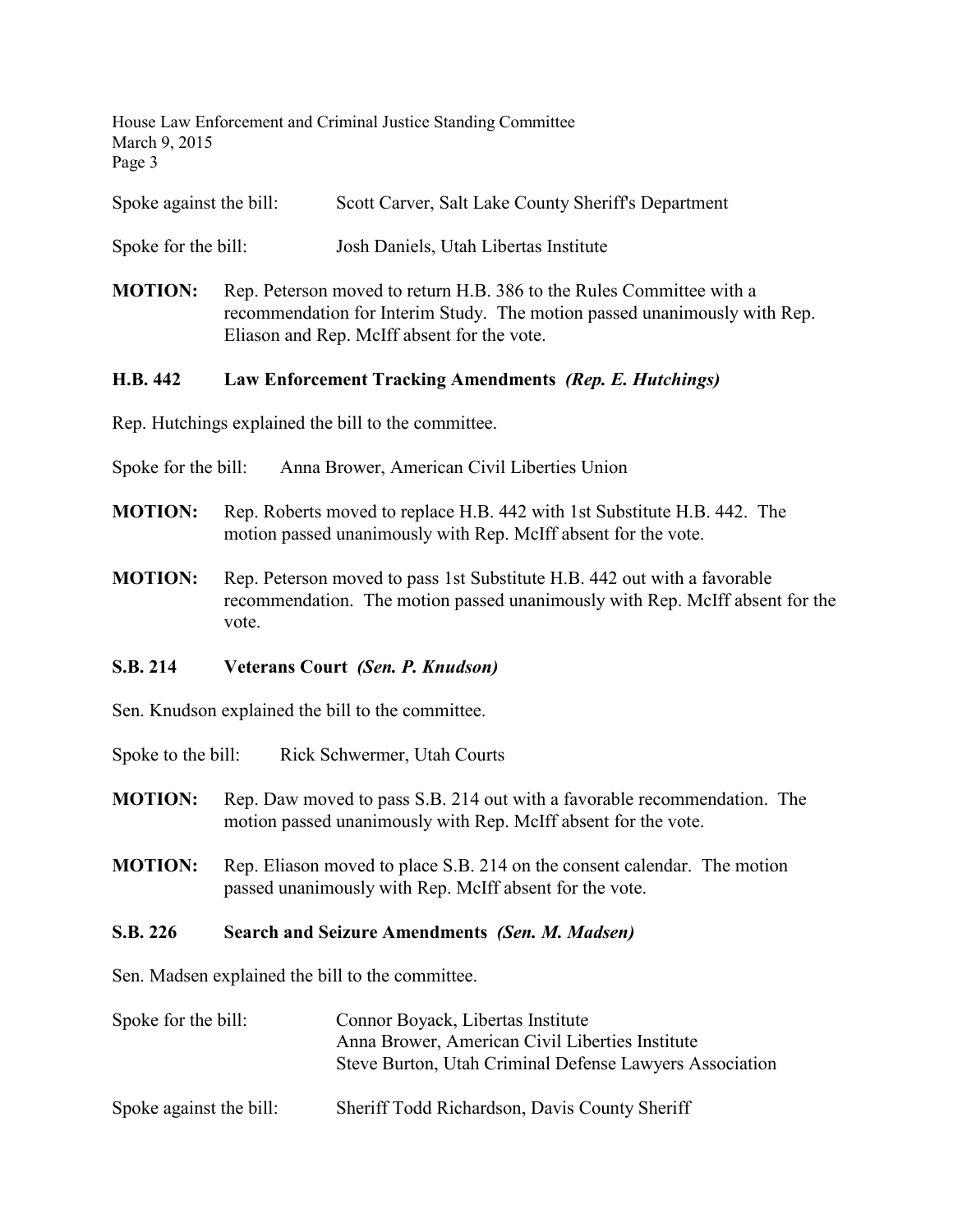Spoke against the bill: Scott Carver, Salt Lake County Sheriff's Department

Spoke for the bill: Josh Daniels, Utah Libertas Institute

**MOTION:** Rep. Peterson moved to return H.B. 386 to the Rules Committee with a recommendation for Interim Study. The motion passed unanimously with Rep. Eliason and Rep. McIff absent for the vote.

**H.B. 442 Law Enforcement Tracking Amendments** ***(Rep. E. Hutchings)***

Rep. Hutchings explained the bill to the committee.

Spoke for the bill: Anna Brower, American Civil Liberties Union

**MOTION:** Rep. Roberts moved to replace H.B. 442 with 1st Substitute H.B. 442. The motion passed unanimously with Rep. McIff absent for the vote.

**MOTION:** Rep. Peterson moved to pass 1st Substitute H.B. 442 out with a favorable recommendation. The motion passed unanimously with Rep. McIff absent for the vote.

**S.B. 214 Veterans Court** ***(Sen. P. Knudson)***

Sen. Knudson explained the bill to the committee.

Spoke to the bill: Rick Schwermer, Utah Courts

**MOTION:** Rep. Daw moved to pass S.B. 214 out with a favorable recommendation. The motion passed unanimously with Rep. McIff absent for the vote.

**MOTION:** Rep. Eliason moved to place S.B. 214 on the consent calendar. The motion passed unanimously with Rep. McIff absent for the vote.

**S.B. 226 Search and Seizure Amendments** ***(Sen. M. Madsen)***

Sen. Madsen explained the bill to the committee.

Spoke for the bill: Connor Boyack, Libertas Institute
Anna Brower, American Civil Liberties Institute
Steve Burton, Utah Criminal Defense Lawyers Association

Spoke against the bill: Sheriff Todd Richardson, Davis County Sheriff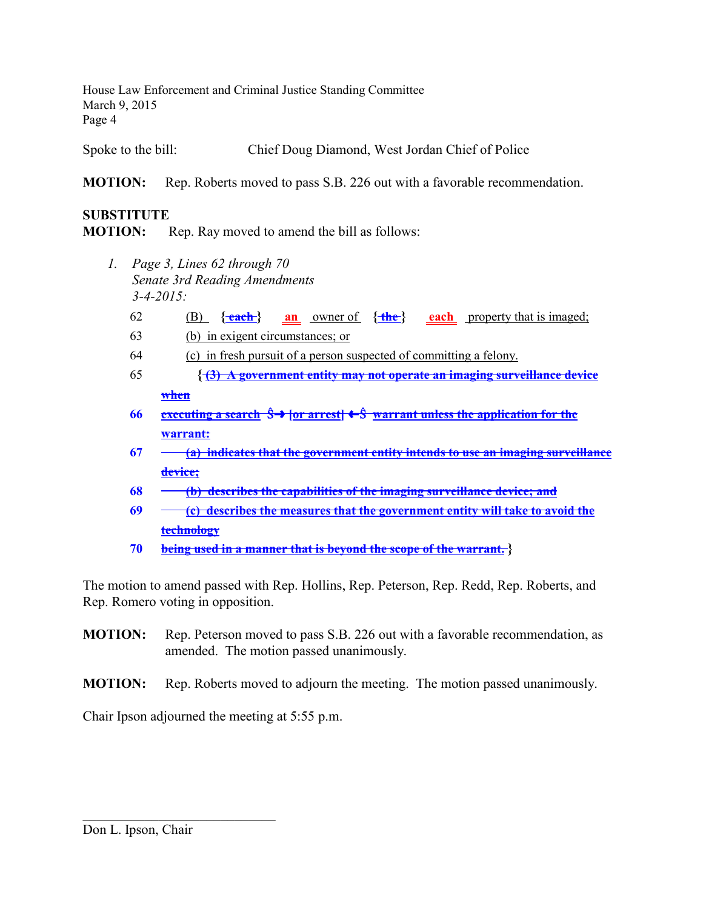Spoke to the bill: Chief Doug Diamond, West Jordan Chief of Police

**MOTION:** Rep. Roberts moved to pass S.B. 226 out with a favorable recommendation.

**SUBSTITUTE MOTION:** Rep. Ray moved to amend the bill as follows:

1. *Page 3, Lines 62 through 70*
   *Senate 3rd Reading Amendments*
   *3-4-2015:*

   62 (B) { ~~each~~ } an owner of { ~~the~~ } each property that is imaged;

   63 (b) in exigent circumstances; or

   64 (c) in fresh pursuit of a person suspected of committing a felony.

   65 { ~~(3) A government entity may not operate an imaging surveillance device when~~

   66 ~~executing a search Ŝ→ [or arrest] ←Ŝ warrant unless the application for the warrant:~~

   67 ~~(a) indicates that the government entity intends to use an imaging surveillance device;~~

   68 ~~(b) describes the capabilities of the imaging surveillance device; and~~

   69 ~~(c) describes the measures that the government entity will take to avoid the technology~~

   70 ~~being used in a manner that is beyond the scope of the warrant.~~ }

The motion to amend passed with Rep. Hollins, Rep. Peterson, Rep. Redd, Rep. Roberts, and Rep. Romero voting in opposition.

**MOTION:** Rep. Peterson moved to pass S.B. 226 out with a favorable recommendation, as amended. The motion passed unanimously.

**MOTION:** Rep. Roberts moved to adjourn the meeting. The motion passed unanimously.

Chair Ipson adjourned the meeting at 5:55 p.m.

___________________________
Don L. Ipson, Chair